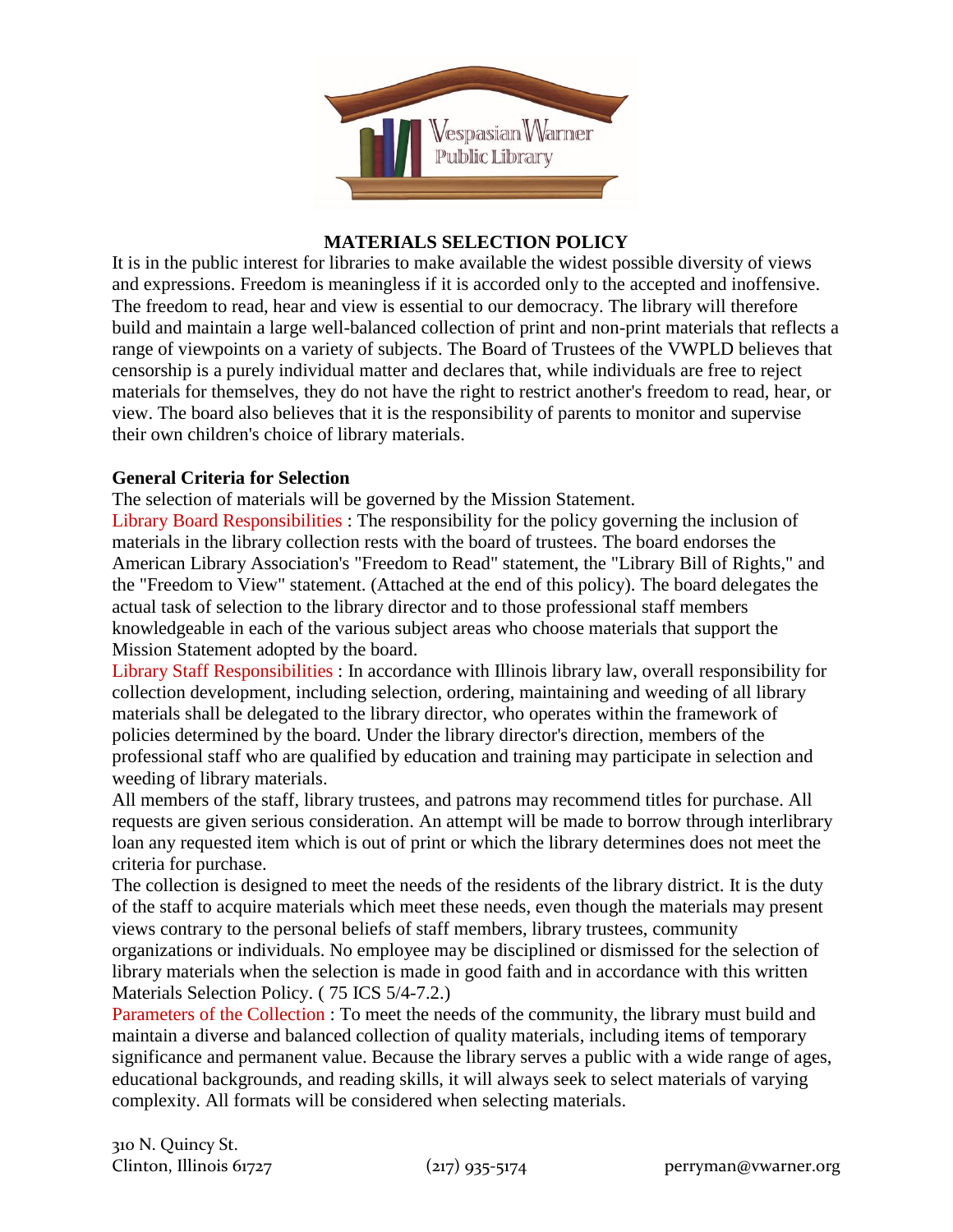# MATERIALS SELECTION POLICY

It is in the public interest for libraries to make available the widest possible diversity of views and expressions. Freedom is meaningless if it is accorded only to the accepted and inoffensive. The freedom to read, hear and view is essential to our democracy. The library will therefore build and maintain a large well-balanced collection of print and non-print materials that reflects a range of viewpoints on a variety of subjects. The Board of Trustees of the VWPLD believes that censorship is a purely individual matter and declares that, while individuals are free to reject materials for themselves, they do not have the right to restrict another's freedom to read, hear, or view. The board also believes that it is the responsibility of parents to monitor and supervise their own children's choice of library materials.

## General Criteria for Selection

The selection of materials will be governed by the Mission Statement.

Library Board Responsibilities : The responsibility for the policy governing the inclusion of materials in the library collection rests with the board of trustees. The board endorses the American Library Association's "Freedom to Read" statement, the "Library Bill of Rights," and the "Freedom to View" statement. (Attached at the end of this policy). The board delegates the actual task of selection to the library director and to those professional staff members knowledgeable in each of the various subject areas who choose materials that support the Mission Statement adopted by the board.

Library Staff Responsibilities : In accordance with Illinois library law, overall responsibility for collection development, including selection, ordering, maintaining and weeding of all library materials shall be delegated to the library director, who operates within the framework of policies determined by the board. Under the library director's direction, members of the professional staff who are qualified by education and training may participate in selection and weeding of library materials.

All members of the staff, library trustees, and patrons may recommend titles for purchase. All requests are given serious consideration. An attempt will be made to borrow through interlibrary loan any requested item which is out of print or which the library determines does not meet the criteria for purchase.

The collection is designed to meet the needs of the residents of the library district. It is the duty of the staff to acquire materials which meet these needs, even though the materials may present views contrary to the personal beliefs of staff members, library trustees, community organizations or individuals. No employee may be disciplined or dismissed for the selection of library materials when the selection is made in good faith and in accordance with this written Materials Selection Policy. ( 75 ICS 5/4-7.2.)

Parameters of the Collection : To meet the needs of the community, the library must build and maintain a diverse and balanced collection of quality materials, including items of temporary significance and permanent value. Because the library serves a public with a wide range of ages, educational backgrounds, and reading skills, it will always seek to select materials of varying complexity. All formats will be considered when selecting materials.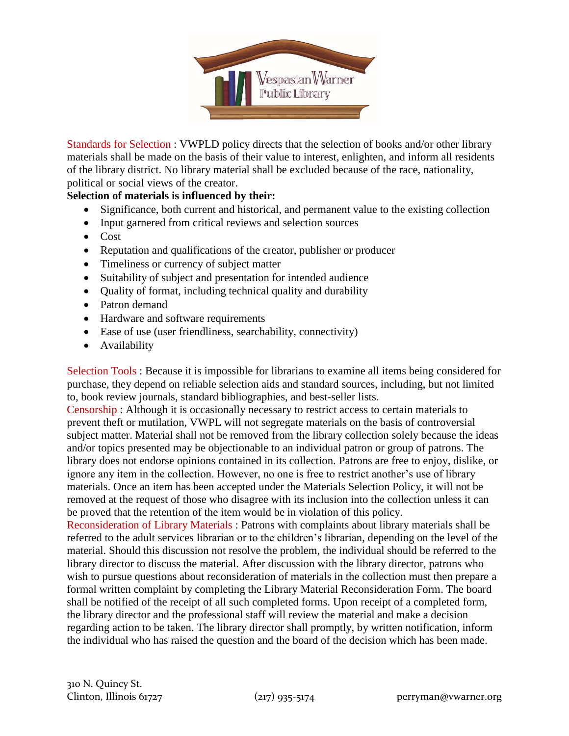Standards for Selection : VWPLD policy directs that the selection of books and/or other library materials shall be made on the basis of their value to interest, enlighten, and inform all residents of the library district. No library material shall be excluded because of the race, nationality, political or social views of the creator.

**Selection of materials is influenced by their:**

- Significance, both current and historical, and permanent value to the existing collection
- Input garnered from critical reviews and selection sources
- Cost
- Reputation and qualifications of the creator, publisher or producer
- Timeliness or currency of subject matter
- Suitability of subject and presentation for intended audience
- Quality of format, including technical quality and durability
- Patron demand
- Hardware and software requirements
- Ease of use (user friendliness, searchability, connectivity)
- Availability

Selection Tools : Because it is impossible for librarians to examine all items being considered for purchase, they depend on reliable selection aids and standard sources, including, but not limited to, book review journals, standard bibliographies, and best-seller lists.

Censorship : Although it is occasionally necessary to restrict access to certain materials to prevent theft or mutilation, VWPL will not segregate materials on the basis of controversial subject matter. Material shall not be removed from the library collection solely because the ideas and/or topics presented may be objectionable to an individual patron or group of patrons. The library does not endorse opinions contained in its collection. Patrons are free to enjoy, dislike, or ignore any item in the collection. However, no one is free to restrict another's use of library materials. Once an item has been accepted under the Materials Selection Policy, it will not be removed at the request of those who disagree with its inclusion into the collection unless it can be proved that the retention of the item would be in violation of this policy.

Reconsideration of Library Materials : Patrons with complaints about library materials shall be referred to the adult services librarian or to the children's librarian, depending on the level of the material. Should this discussion not resolve the problem, the individual should be referred to the library director to discuss the material. After discussion with the library director, patrons who wish to pursue questions about reconsideration of materials in the collection must then prepare a formal written complaint by completing the Library Material Reconsideration Form. The board shall be notified of the receipt of all such completed forms. Upon receipt of a completed form, the library director and the professional staff will review the material and make a decision regarding action to be taken. The library director shall promptly, by written notification, inform the individual who has raised the question and the board of the decision which has been made.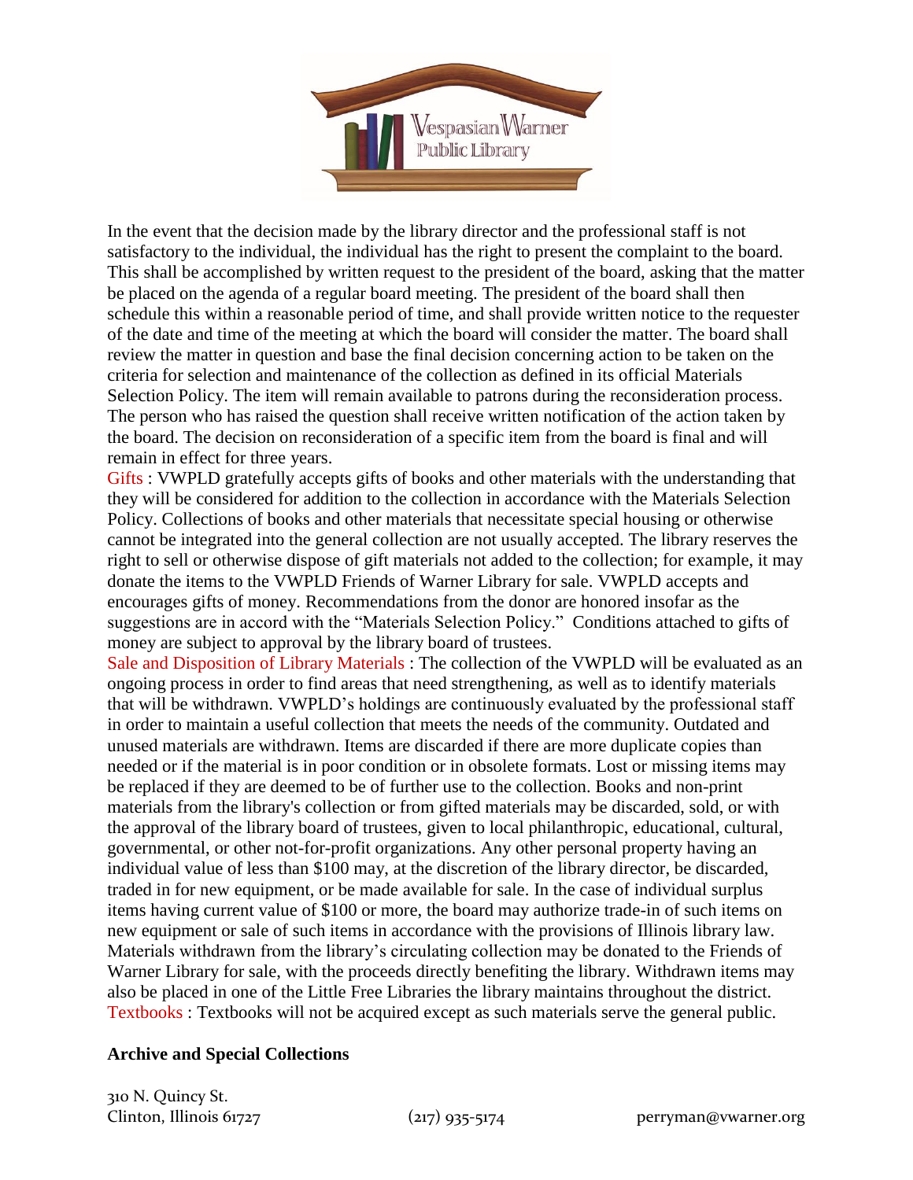In the event that the decision made by the library director and the professional staff is not satisfactory to the individual, the individual has the right to present the complaint to the board. This shall be accomplished by written request to the president of the board, asking that the matter be placed on the agenda of a regular board meeting. The president of the board shall then schedule this within a reasonable period of time, and shall provide written notice to the requester of the date and time of the meeting at which the board will consider the matter. The board shall review the matter in question and base the final decision concerning action to be taken on the criteria for selection and maintenance of the collection as defined in its official Materials Selection Policy. The item will remain available to patrons during the reconsideration process. The person who has raised the question shall receive written notification of the action taken by the board. The decision on reconsideration of a specific item from the board is final and will remain in effect for three years.

Gifts : VWPLD gratefully accepts gifts of books and other materials with the understanding that they will be considered for addition to the collection in accordance with the Materials Selection Policy. Collections of books and other materials that necessitate special housing or otherwise cannot be integrated into the general collection are not usually accepted. The library reserves the right to sell or otherwise dispose of gift materials not added to the collection; for example, it may donate the items to the VWPLD Friends of Warner Library for sale. VWPLD accepts and encourages gifts of money. Recommendations from the donor are honored insofar as the suggestions are in accord with the "Materials Selection Policy." Conditions attached to gifts of money are subject to approval by the library board of trustees.

Sale and Disposition of Library Materials : The collection of the VWPLD will be evaluated as an ongoing process in order to find areas that need strengthening, as well as to identify materials that will be withdrawn. VWPLD's holdings are continuously evaluated by the professional staff in order to maintain a useful collection that meets the needs of the community. Outdated and unused materials are withdrawn. Items are discarded if there are more duplicate copies than needed or if the material is in poor condition or in obsolete formats. Lost or missing items may be replaced if they are deemed to be of further use to the collection. Books and non-print materials from the library's collection or from gifted materials may be discarded, sold, or with the approval of the library board of trustees, given to local philanthropic, educational, cultural, governmental, or other not-for-profit organizations. Any other personal property having an individual value of less than $100 may, at the discretion of the library director, be discarded, traded in for new equipment, or be made available for sale. In the case of individual surplus items having current value of $100 or more, the board may authorize trade-in of such items on new equipment or sale of such items in accordance with the provisions of Illinois library law. Materials withdrawn from the library's circulating collection may be donated to the Friends of Warner Library for sale, with the proceeds directly benefiting the library. Withdrawn items may also be placed in one of the Little Free Libraries the library maintains throughout the district.

Textbooks : Textbooks will not be acquired except as such materials serve the general public.

**Archive and Special Collections**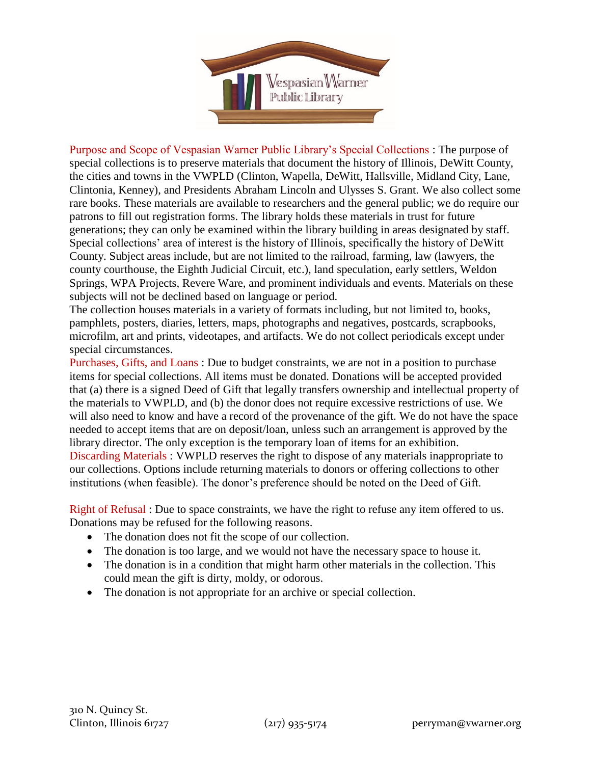**Purpose and Scope of Vespasian Warner Public Library's Special Collections** : The purpose of special collections is to preserve materials that document the history of Illinois, DeWitt County, the cities and towns in the VWPLD (Clinton, Wapella, DeWitt, Hallsville, Midland City, Lane, Clintonia, Kenney), and Presidents Abraham Lincoln and Ulysses S. Grant. We also collect some rare books. These materials are available to researchers and the general public; we do require our patrons to fill out registration forms. The library holds these materials in trust for future generations; they can only be examined within the library building in areas designated by staff. Special collections' area of interest is the history of Illinois, specifically the history of DeWitt County. Subject areas include, but are not limited to the railroad, farming, law (lawyers, the county courthouse, the Eighth Judicial Circuit, etc.), land speculation, early settlers, Weldon Springs, WPA Projects, Revere Ware, and prominent individuals and events. Materials on these subjects will not be declined based on language or period.

The collection houses materials in a variety of formats including, but not limited to, books, pamphlets, posters, diaries, letters, maps, photographs and negatives, postcards, scrapbooks, microfilm, art and prints, videotapes, and artifacts. We do not collect periodicals except under special circumstances.

**Purchases, Gifts, and Loans** : Due to budget constraints, we are not in a position to purchase items for special collections. All items must be donated. Donations will be accepted provided that (a) there is a signed Deed of Gift that legally transfers ownership and intellectual property of the materials to VWPLD, and (b) the donor does not require excessive restrictions of use. We will also need to know and have a record of the provenance of the gift. We do not have the space needed to accept items that are on deposit/loan, unless such an arrangement is approved by the library director. The only exception is the temporary loan of items for an exhibition.

**Discarding Materials** : VWPLD reserves the right to dispose of any materials inappropriate to our collections. Options include returning materials to donors or offering collections to other institutions (when feasible). The donor's preference should be noted on the Deed of Gift.

**Right of Refusal** : Due to space constraints, we have the right to refuse any item offered to us. Donations may be refused for the following reasons.

- The donation does not fit the scope of our collection.
- The donation is too large, and we would not have the necessary space to house it.
- The donation is in a condition that might harm other materials in the collection. This could mean the gift is dirty, moldy, or odorous.
- The donation is not appropriate for an archive or special collection.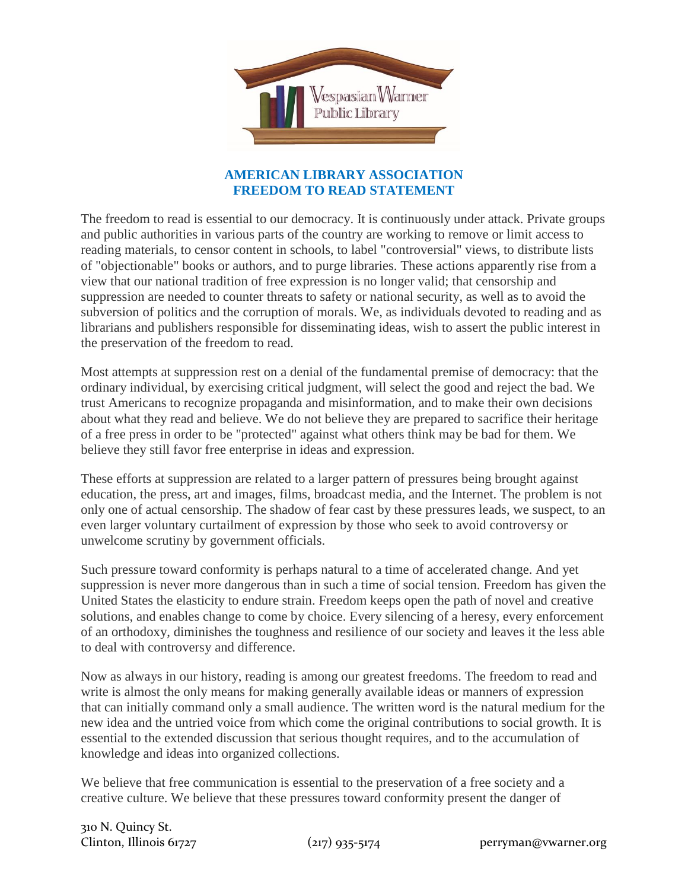## AMERICAN LIBRARY ASSOCIATION
## FREEDOM TO READ STATEMENT

The freedom to read is essential to our democracy. It is continuously under attack. Private groups and public authorities in various parts of the country are working to remove or limit access to reading materials, to censor content in schools, to label "controversial" views, to distribute lists of "objectionable" books or authors, and to purge libraries. These actions apparently rise from a view that our national tradition of free expression is no longer valid; that censorship and suppression are needed to counter threats to safety or national security, as well as to avoid the subversion of politics and the corruption of morals. We, as individuals devoted to reading and as librarians and publishers responsible for disseminating ideas, wish to assert the public interest in the preservation of the freedom to read.

Most attempts at suppression rest on a denial of the fundamental premise of democracy: that the ordinary individual, by exercising critical judgment, will select the good and reject the bad. We trust Americans to recognize propaganda and misinformation, and to make their own decisions about what they read and believe. We do not believe they are prepared to sacrifice their heritage of a free press in order to be "protected" against what others think may be bad for them. We believe they still favor free enterprise in ideas and expression.

These efforts at suppression are related to a larger pattern of pressures being brought against education, the press, art and images, films, broadcast media, and the Internet. The problem is not only one of actual censorship. The shadow of fear cast by these pressures leads, we suspect, to an even larger voluntary curtailment of expression by those who seek to avoid controversy or unwelcome scrutiny by government officials.

Such pressure toward conformity is perhaps natural to a time of accelerated change. And yet suppression is never more dangerous than in such a time of social tension. Freedom has given the United States the elasticity to endure strain. Freedom keeps open the path of novel and creative solutions, and enables change to come by choice. Every silencing of a heresy, every enforcement of an orthodoxy, diminishes the toughness and resilience of our society and leaves it the less able to deal with controversy and difference.

Now as always in our history, reading is among our greatest freedoms. The freedom to read and write is almost the only means for making generally available ideas or manners of expression that can initially command only a small audience. The written word is the natural medium for the new idea and the untried voice from which come the original contributions to social growth. It is essential to the extended discussion that serious thought requires, and to the accumulation of knowledge and ideas into organized collections.

We believe that free communication is essential to the preservation of a free society and a creative culture. We believe that these pressures toward conformity present the danger of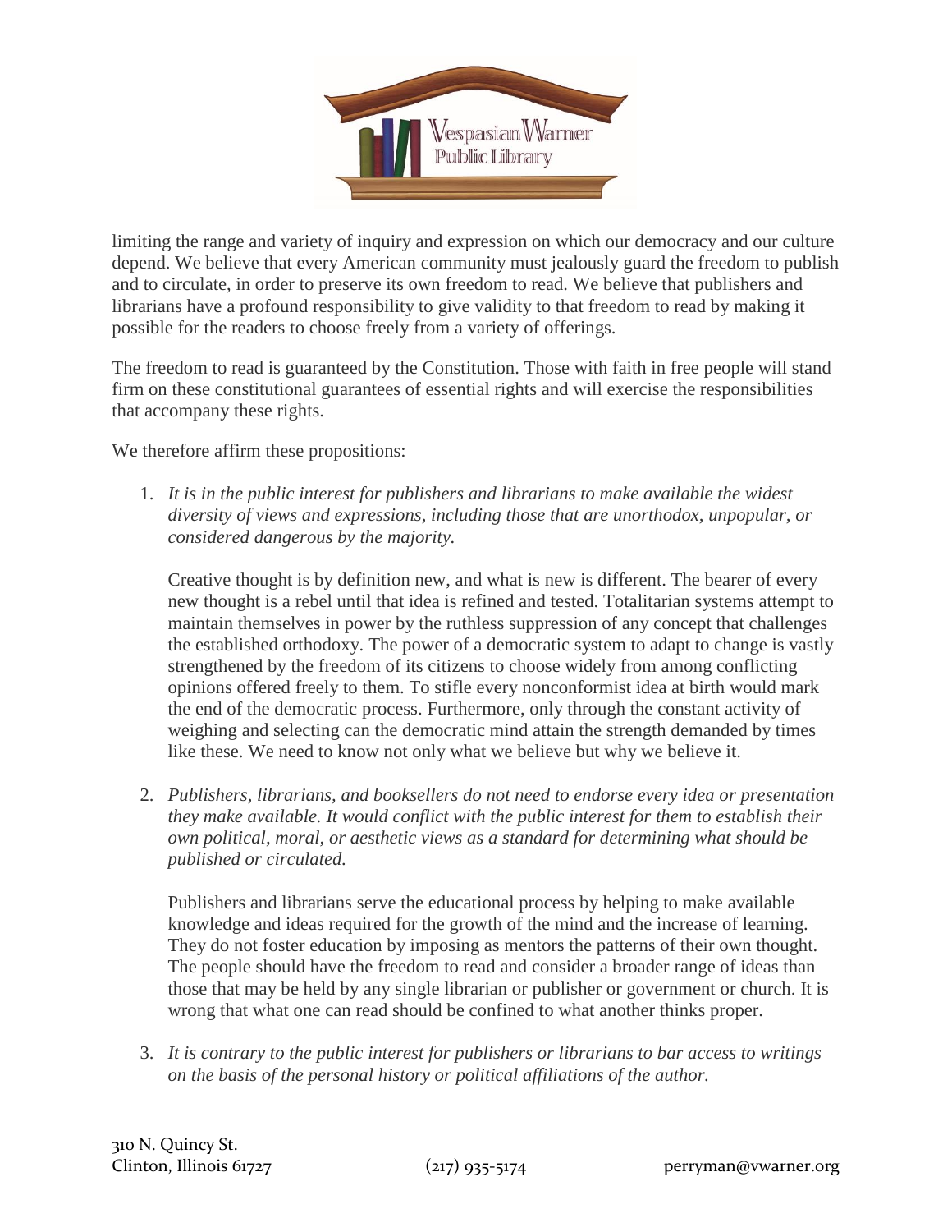limiting the range and variety of inquiry and expression on which our democracy and our culture depend. We believe that every American community must jealously guard the freedom to publish and to circulate, in order to preserve its own freedom to read. We believe that publishers and librarians have a profound responsibility to give validity to that freedom to read by making it possible for the readers to choose freely from a variety of offerings.

The freedom to read is guaranteed by the Constitution. Those with faith in free people will stand firm on these constitutional guarantees of essential rights and will exercise the responsibilities that accompany these rights.

We therefore affirm these propositions:

1. *It is in the public interest for publishers and librarians to make available the widest diversity of views and expressions, including those that are unorthodox, unpopular, or considered dangerous by the majority.*

   Creative thought is by definition new, and what is new is different. The bearer of every new thought is a rebel until that idea is refined and tested. Totalitarian systems attempt to maintain themselves in power by the ruthless suppression of any concept that challenges the established orthodoxy. The power of a democratic system to adapt to change is vastly strengthened by the freedom of its citizens to choose widely from among conflicting opinions offered freely to them. To stifle every nonconformist idea at birth would mark the end of the democratic process. Furthermore, only through the constant activity of weighing and selecting can the democratic mind attain the strength demanded by times like these. We need to know not only what we believe but why we believe it.

2. *Publishers, librarians, and booksellers do not need to endorse every idea or presentation they make available. It would conflict with the public interest for them to establish their own political, moral, or aesthetic views as a standard for determining what should be published or circulated.*

   Publishers and librarians serve the educational process by helping to make available knowledge and ideas required for the growth of the mind and the increase of learning. They do not foster education by imposing as mentors the patterns of their own thought. The people should have the freedom to read and consider a broader range of ideas than those that may be held by any single librarian or publisher or government or church. It is wrong that what one can read should be confined to what another thinks proper.

3. *It is contrary to the public interest for publishers or librarians to bar access to writings on the basis of the personal history or political affiliations of the author.*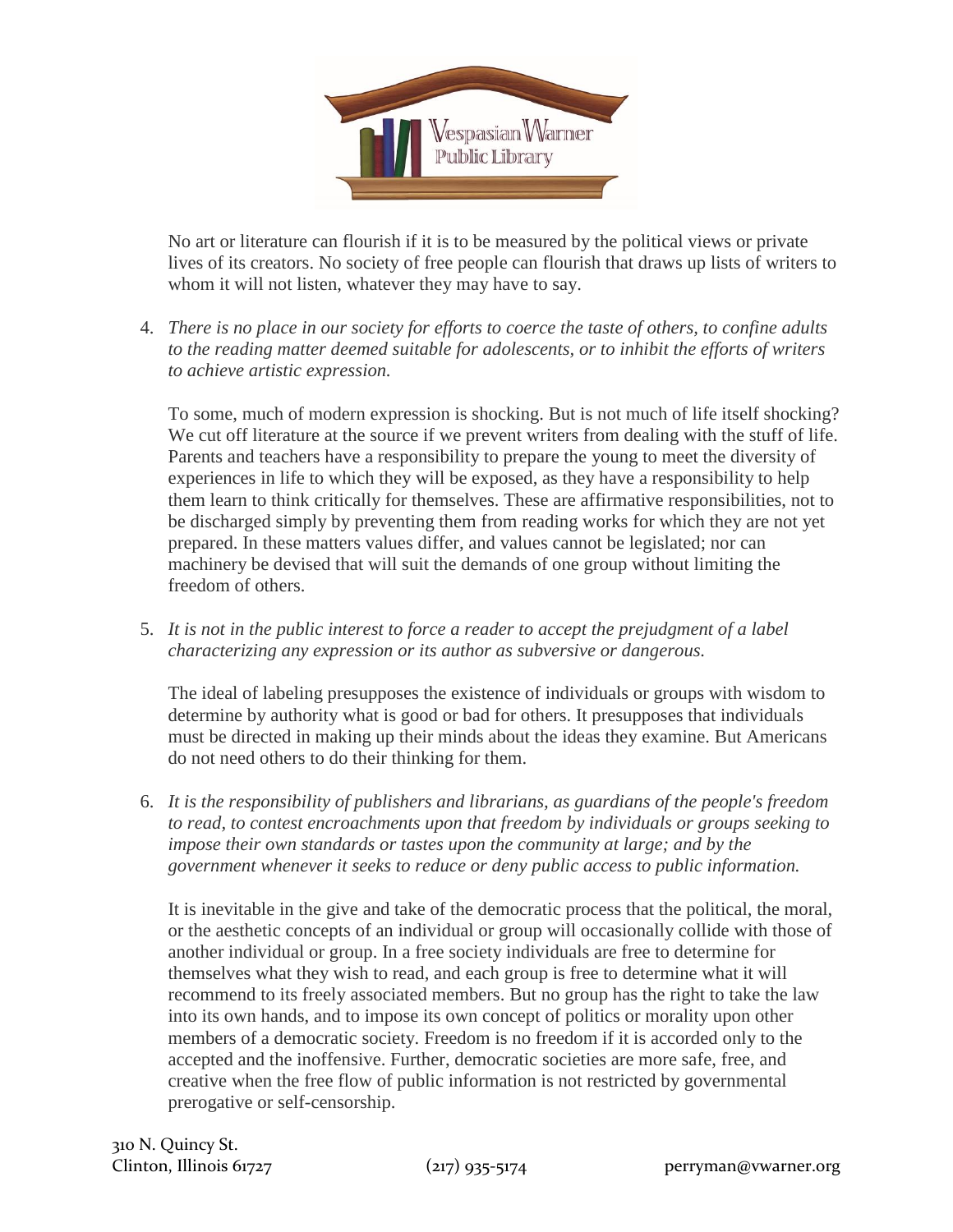No art or literature can flourish if it is to be measured by the political views or private lives of its creators. No society of free people can flourish that draws up lists of writers to whom it will not listen, whatever they may have to say.

4. *There is no place in our society for efforts to coerce the taste of others, to confine adults to the reading matter deemed suitable for adolescents, or to inhibit the efforts of writers to achieve artistic expression.*

   To some, much of modern expression is shocking. But is not much of life itself shocking? We cut off literature at the source if we prevent writers from dealing with the stuff of life. Parents and teachers have a responsibility to prepare the young to meet the diversity of experiences in life to which they will be exposed, as they have a responsibility to help them learn to think critically for themselves. These are affirmative responsibilities, not to be discharged simply by preventing them from reading works for which they are not yet prepared. In these matters values differ, and values cannot be legislated; nor can machinery be devised that will suit the demands of one group without limiting the freedom of others.

5. *It is not in the public interest to force a reader to accept the prejudgment of a label characterizing any expression or its author as subversive or dangerous.*

   The ideal of labeling presupposes the existence of individuals or groups with wisdom to determine by authority what is good or bad for others. It presupposes that individuals must be directed in making up their minds about the ideas they examine. But Americans do not need others to do their thinking for them.

6. *It is the responsibility of publishers and librarians, as guardians of the people's freedom to read, to contest encroachments upon that freedom by individuals or groups seeking to impose their own standards or tastes upon the community at large; and by the government whenever it seeks to reduce or deny public access to public information.*

   It is inevitable in the give and take of the democratic process that the political, the moral, or the aesthetic concepts of an individual or group will occasionally collide with those of another individual or group. In a free society individuals are free to determine for themselves what they wish to read, and each group is free to determine what it will recommend to its freely associated members. But no group has the right to take the law into its own hands, and to impose its own concept of politics or morality upon other members of a democratic society. Freedom is no freedom if it is accorded only to the accepted and the inoffensive. Further, democratic societies are more safe, free, and creative when the free flow of public information is not restricted by governmental prerogative or self-censorship.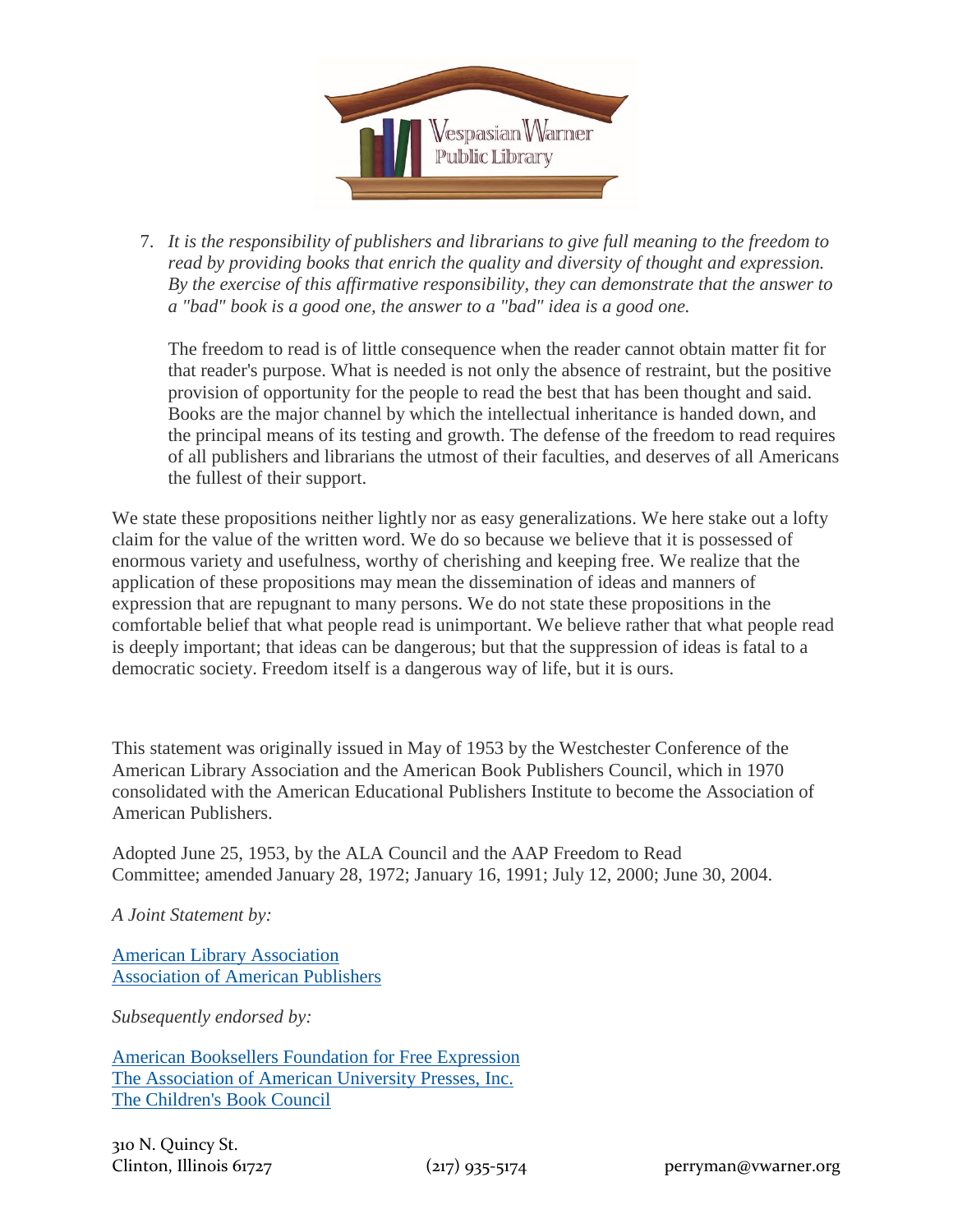7. *It is the responsibility of publishers and librarians to give full meaning to the freedom to read by providing books that enrich the quality and diversity of thought and expression. By the exercise of this affirmative responsibility, they can demonstrate that the answer to a "bad" book is a good one, the answer to a "bad" idea is a good one.*

   The freedom to read is of little consequence when the reader cannot obtain matter fit for that reader's purpose. What is needed is not only the absence of restraint, but the positive provision of opportunity for the people to read the best that has been thought and said. Books are the major channel by which the intellectual inheritance is handed down, and the principal means of its testing and growth. The defense of the freedom to read requires of all publishers and librarians the utmost of their faculties, and deserves of all Americans the fullest of their support.

We state these propositions neither lightly nor as easy generalizations. We here stake out a lofty claim for the value of the written word. We do so because we believe that it is possessed of enormous variety and usefulness, worthy of cherishing and keeping free. We realize that the application of these propositions may mean the dissemination of ideas and manners of expression that are repugnant to many persons. We do not state these propositions in the comfortable belief that what people read is unimportant. We believe rather that what people read is deeply important; that ideas can be dangerous; but that the suppression of ideas is fatal to a democratic society. Freedom itself is a dangerous way of life, but it is ours.

This statement was originally issued in May of 1953 by the Westchester Conference of the American Library Association and the American Book Publishers Council, which in 1970 consolidated with the American Educational Publishers Institute to become the Association of American Publishers.

Adopted June 25, 1953, by the ALA Council and the AAP Freedom to Read Committee; amended January 28, 1972; January 16, 1991; July 12, 2000; June 30, 2004.

*A Joint Statement by:*

American Library Association
Association of American Publishers

*Subsequently endorsed by:*

American Booksellers Foundation for Free Expression
The Association of American University Presses, Inc.
The Children's Book Council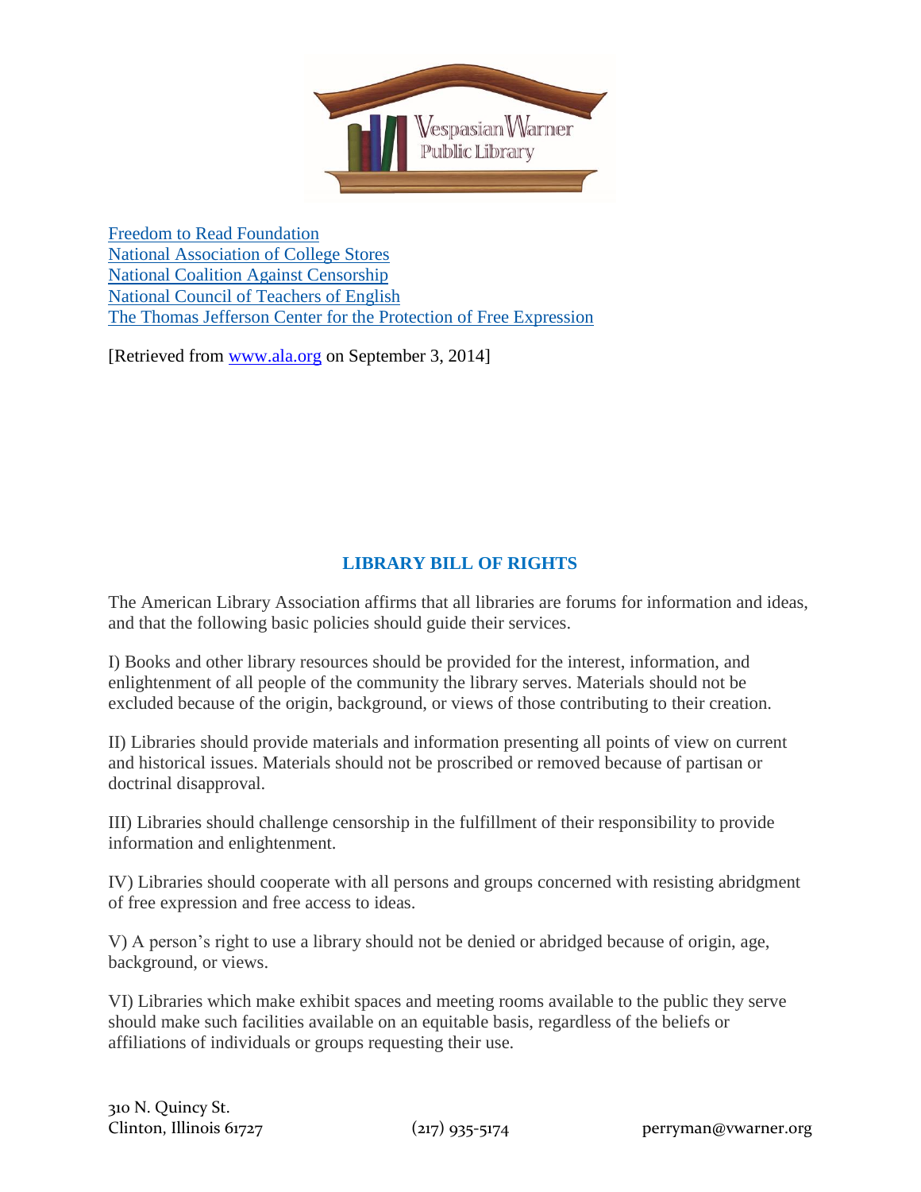[Freedom to Read Foundation](#)
[National Association of College Stores](#)
[National Coalition Against Censorship](#)
[National Council of Teachers of English](#)
[The Thomas Jefferson Center for the Protection of Free Expression](#)

[Retrieved from [www.ala.org](http://www.ala.org) on September 3, 2014]

## LIBRARY BILL OF RIGHTS

The American Library Association affirms that all libraries are forums for information and ideas, and that the following basic policies should guide their services.

I) Books and other library resources should be provided for the interest, information, and enlightenment of all people of the community the library serves. Materials should not be excluded because of the origin, background, or views of those contributing to their creation.

II) Libraries should provide materials and information presenting all points of view on current and historical issues. Materials should not be proscribed or removed because of partisan or doctrinal disapproval.

III) Libraries should challenge censorship in the fulfillment of their responsibility to provide information and enlightenment.

IV) Libraries should cooperate with all persons and groups concerned with resisting abridgment of free expression and free access to ideas.

V) A person's right to use a library should not be denied or abridged because of origin, age, background, or views.

VI) Libraries which make exhibit spaces and meeting rooms available to the public they serve should make such facilities available on an equitable basis, regardless of the beliefs or affiliations of individuals or groups requesting their use.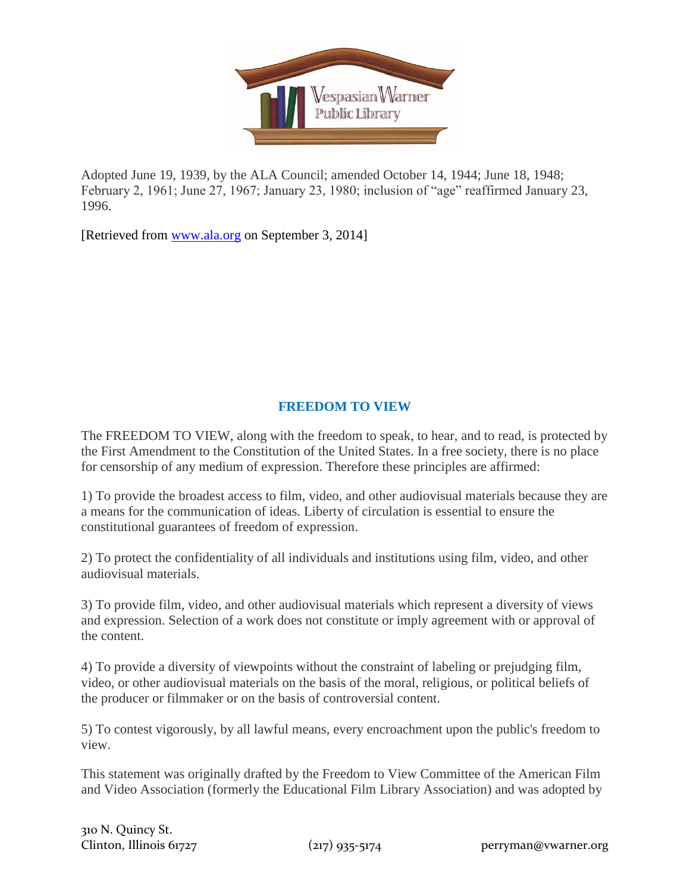Adopted June 19, 1939, by the ALA Council; amended October 14, 1944; June 18, 1948; February 2, 1961; June 27, 1967; January 23, 1980; inclusion of "age" reaffirmed January 23, 1996.

[Retrieved from www.ala.org on September 3, 2014]

## FREEDOM TO VIEW

The FREEDOM TO VIEW, along with the freedom to speak, to hear, and to read, is protected by the First Amendment to the Constitution of the United States. In a free society, there is no place for censorship of any medium of expression. Therefore these principles are affirmed:

1) To provide the broadest access to film, video, and other audiovisual materials because they are a means for the communication of ideas. Liberty of circulation is essential to ensure the constitutional guarantees of freedom of expression.

2) To protect the confidentiality of all individuals and institutions using film, video, and other audiovisual materials.

3) To provide film, video, and other audiovisual materials which represent a diversity of views and expression. Selection of a work does not constitute or imply agreement with or approval of the content.

4) To provide a diversity of viewpoints without the constraint of labeling or prejudging film, video, or other audiovisual materials on the basis of the moral, religious, or political beliefs of the producer or filmmaker or on the basis of controversial content.

5) To contest vigorously, by all lawful means, every encroachment upon the public's freedom to view.

This statement was originally drafted by the Freedom to View Committee of the American Film and Video Association (formerly the Educational Film Library Association) and was adopted by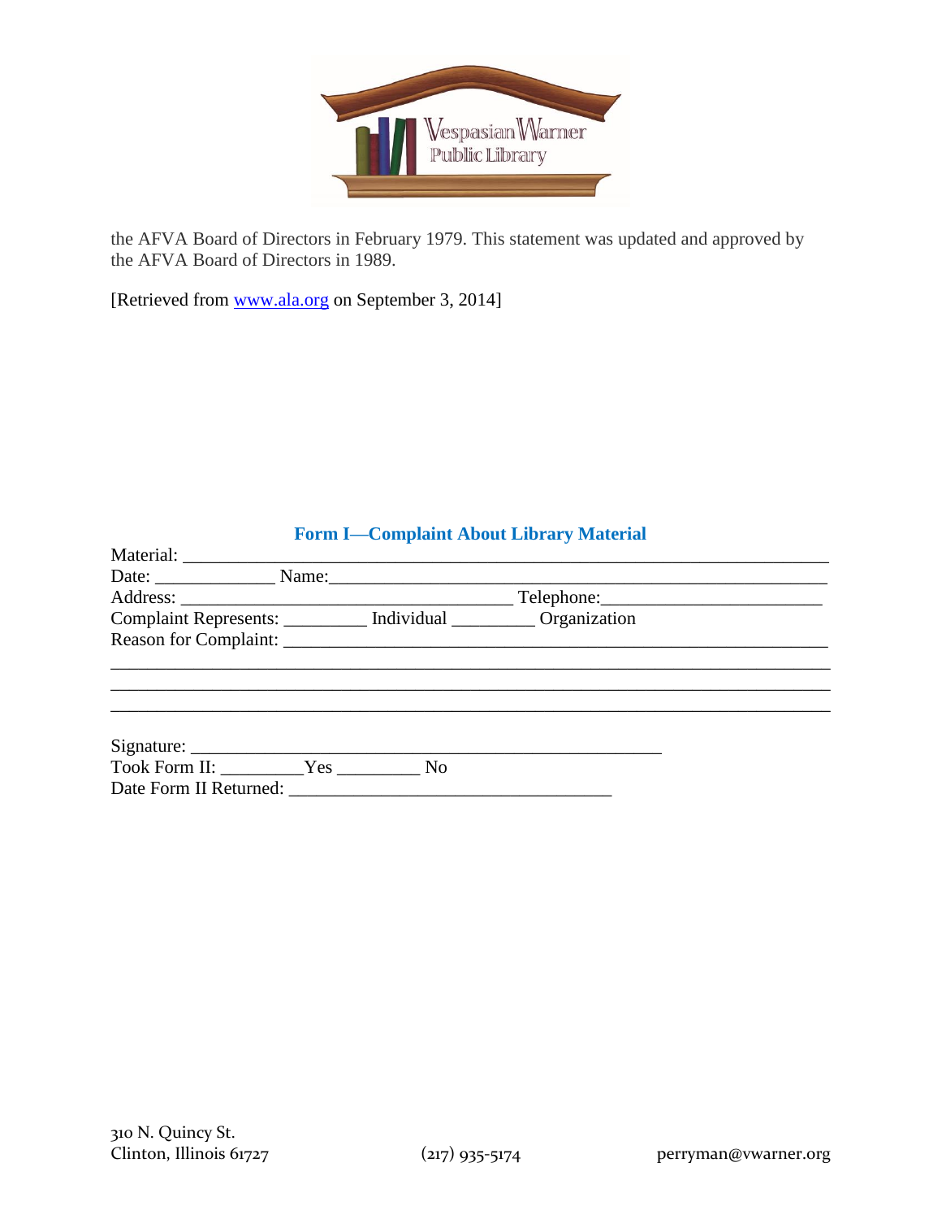the AFVA Board of Directors in February 1979. This statement was updated and approved by the AFVA Board of Directors in 1989.

[Retrieved from www.ala.org on September 3, 2014]

## Form I—Complaint About Library Material

Material: ___________________________________________________________________

Date: _____________ Name:_____________________________________________________

Address: _____________________________________ Telephone:_______________________

Complaint Represents: _________ Individual _________ Organization

Reason for Complaint: _____________________________________________________________

_____________________________________________________________________________

_____________________________________________________________________________

_____________________________________________________________________________

Signature: ____________________________________________________

Took Form II: _________Yes _________ No

Date Form II Returned: ___________________________________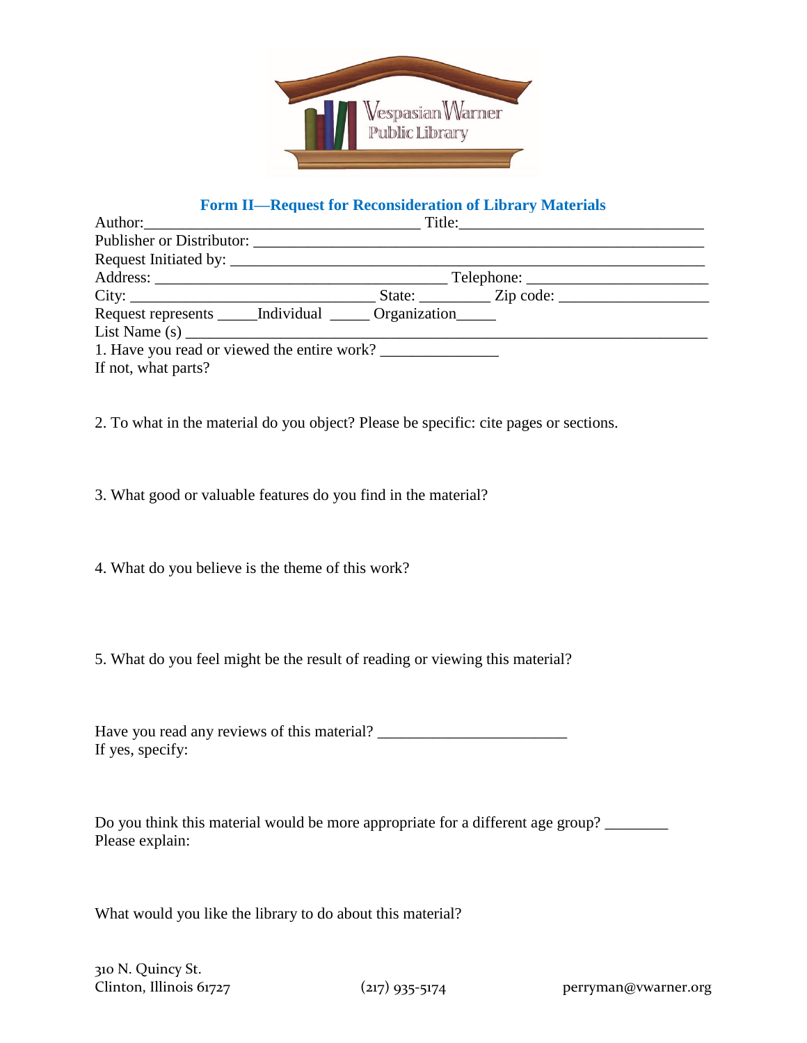Vespasian Warner Public Library

## Form II—Request for Reconsideration of Library Materials

Author:___________________________________ Title:______________________________

Publisher or Distributor: _________________________________________________________

Request Initiated by: ____________________________________________________________

Address: ______________________________________ Telephone: _______________________

City: _______________________________ State: _________ Zip code: __________________

Request represents _____Individual _____ Organization_____

List Name (s) ____________________________________________________________________

1. Have you read or viewed the entire work? ______________

If not, what parts?

2. To what in the material do you object? Please be specific: cite pages or sections.

3. What good or valuable features do you find in the material?

4. What do you believe is the theme of this work?

5. What do you feel might be the result of reading or viewing this material?

Have you read any reviews of this material? _______________________

If yes, specify:

Do you think this material would be more appropriate for a different age group? ________

Please explain:

What would you like the library to do about this material?

310 N. Quincy St.
Clinton, Illinois 61727

(217) 935-5174

perryman@vwarner.org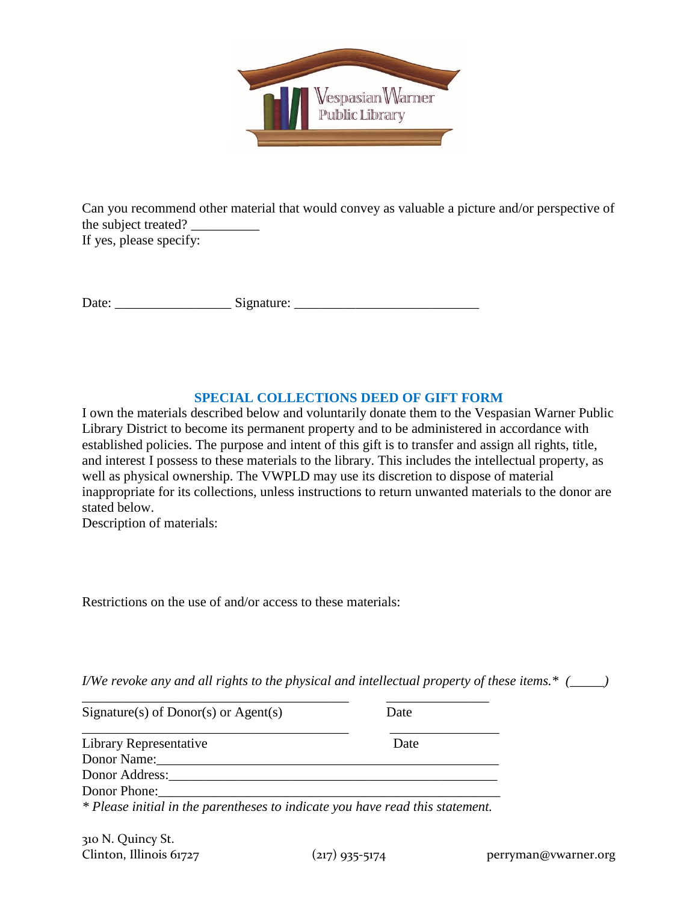Can you recommend other material that would convey as valuable a picture and/or perspective of the subject treated? __________
If yes, please specify:

Date: _________________ Signature: ___________________________

## SPECIAL COLLECTIONS DEED OF GIFT FORM

I own the materials described below and voluntarily donate them to the Vespasian Warner Public Library District to become its permanent property and to be administered in accordance with established policies. The purpose and intent of this gift is to transfer and assign all rights, title, and interest I possess to these materials to the library. This includes the intellectual property, as well as physical ownership. The VWPLD may use its discretion to dispose of material inappropriate for its collections, unless instructions to return unwanted materials to the donor are stated below.

Description of materials:

Restrictions on the use of and/or access to these materials:

*I/We revoke any and all rights to the physical and intellectual property of these items.* (_____)*

________________________________________ _______________
Signature(s) of Donor(s) or Agent(s) Date

________________________________________ ________________
Library Representative Date

Donor Name:_______________________________________________

Donor Address:_____________________________________________

Donor Phone:_______________________________________________

*\* Please initial in the parentheses to indicate you have read this statement.*

310 N. Quincy St.
Clinton, Illinois 61727 (217) 935-5174 perryman@vwarner.org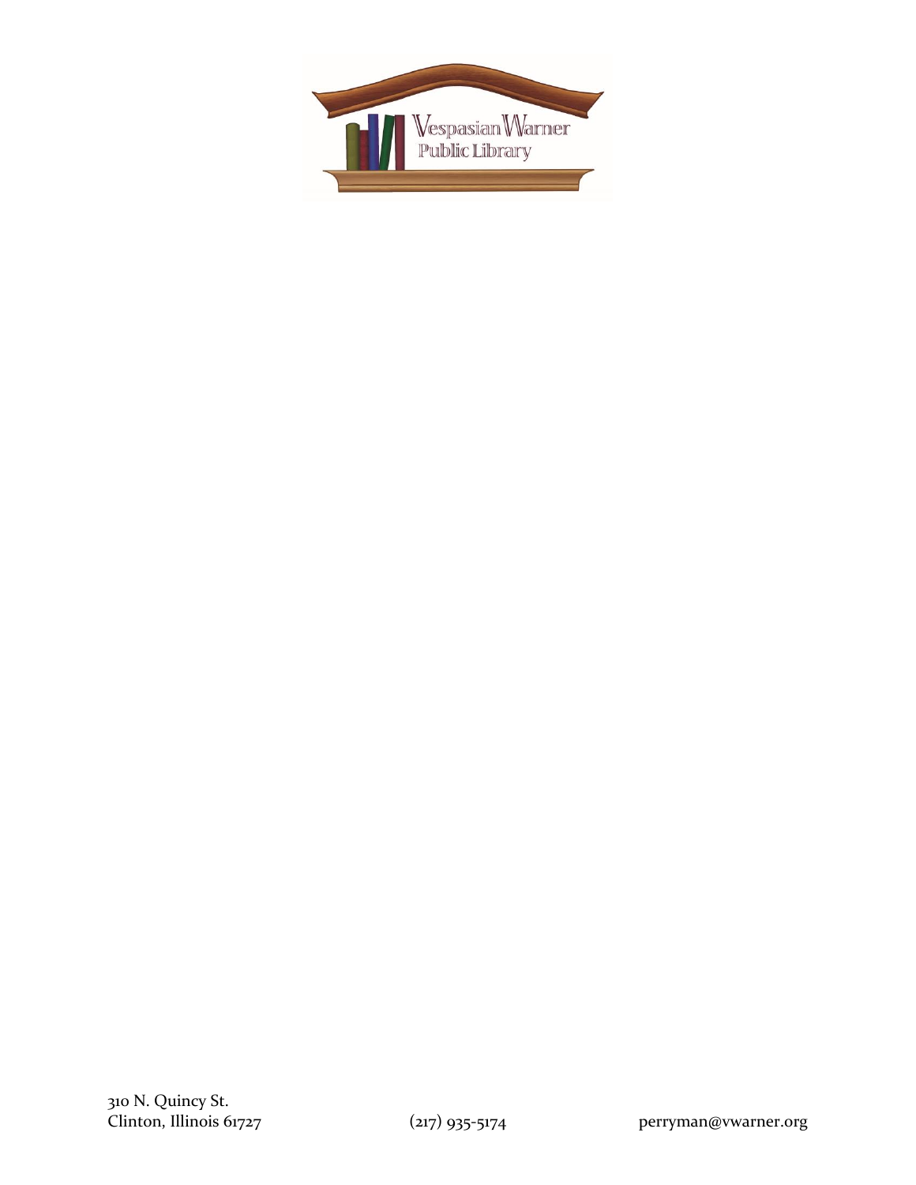Vespasian Warner
Public Library

310 N. Quincy St.
Clinton, Illinois 61727

(217) 935-5174

perryman@vwarner.org